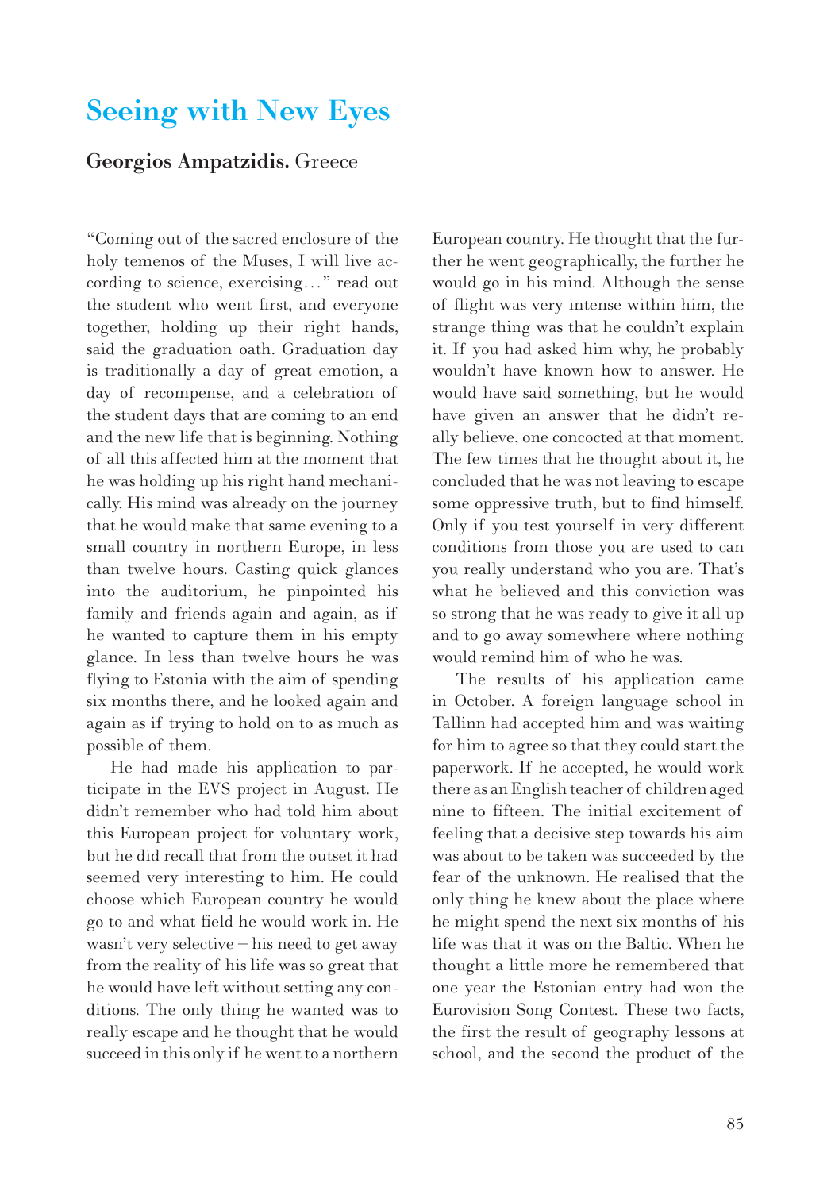# Seeing with New Eyes

**Georgios Ampatzidis.** Greece

"Coming out of the sacred enclosure of the holy temenos of the Muses, I will live according to science, exercising…" read out the student who went first, and everyone together, holding up their right hands, said the graduation oath. Graduation day is traditionally a day of great emotion, a day of recompense, and a celebration of the student days that are coming to an end and the new life that is beginning. Nothing of all this affected him at the moment that he was holding up his right hand mechanically. His mind was already on the journey that he would make that same evening to a small country in northern Europe, in less than twelve hours. Casting quick glances into the auditorium, he pinpointed his family and friends again and again, as if he wanted to capture them in his empty glance. In less than twelve hours he was flying to Estonia with the aim of spending six months there, and he looked again and again as if trying to hold on to as much as possible of them.

He had made his application to participate in the EVS project in August. He didn't remember who had told him about this European project for voluntary work, but he did recall that from the outset it had seemed very interesting to him. He could choose which European country he would go to and what field he would work in. He wasn't very selective – his need to get away from the reality of his life was so great that he would have left without setting any conditions. The only thing he wanted was to really escape and he thought that he would succeed in this only if he went to a northern European country. He thought that the further he went geographically, the further he would go in his mind. Although the sense of flight was very intense within him, the strange thing was that he couldn't explain it. If you had asked him why, he probably wouldn't have known how to answer. He would have said something, but he would have given an answer that he didn't really believe, one concocted at that moment. The few times that he thought about it, he concluded that he was not leaving to escape some oppressive truth, but to find himself. Only if you test yourself in very different conditions from those you are used to can you really understand who you are. That's what he believed and this conviction was so strong that he was ready to give it all up and to go away somewhere where nothing would remind him of who he was.

The results of his application came in October. A foreign language school in Tallinn had accepted him and was waiting for him to agree so that they could start the paperwork. If he accepted, he would work there as an English teacher of children aged nine to fifteen. The initial excitement of feeling that a decisive step towards his aim was about to be taken was succeeded by the fear of the unknown. He realised that the only thing he knew about the place where he might spend the next six months of his life was that it was on the Baltic. When he thought a little more he remembered that one year the Estonian entry had won the Eurovision Song Contest. These two facts, the first the result of geography lessons at school, and the second the product of the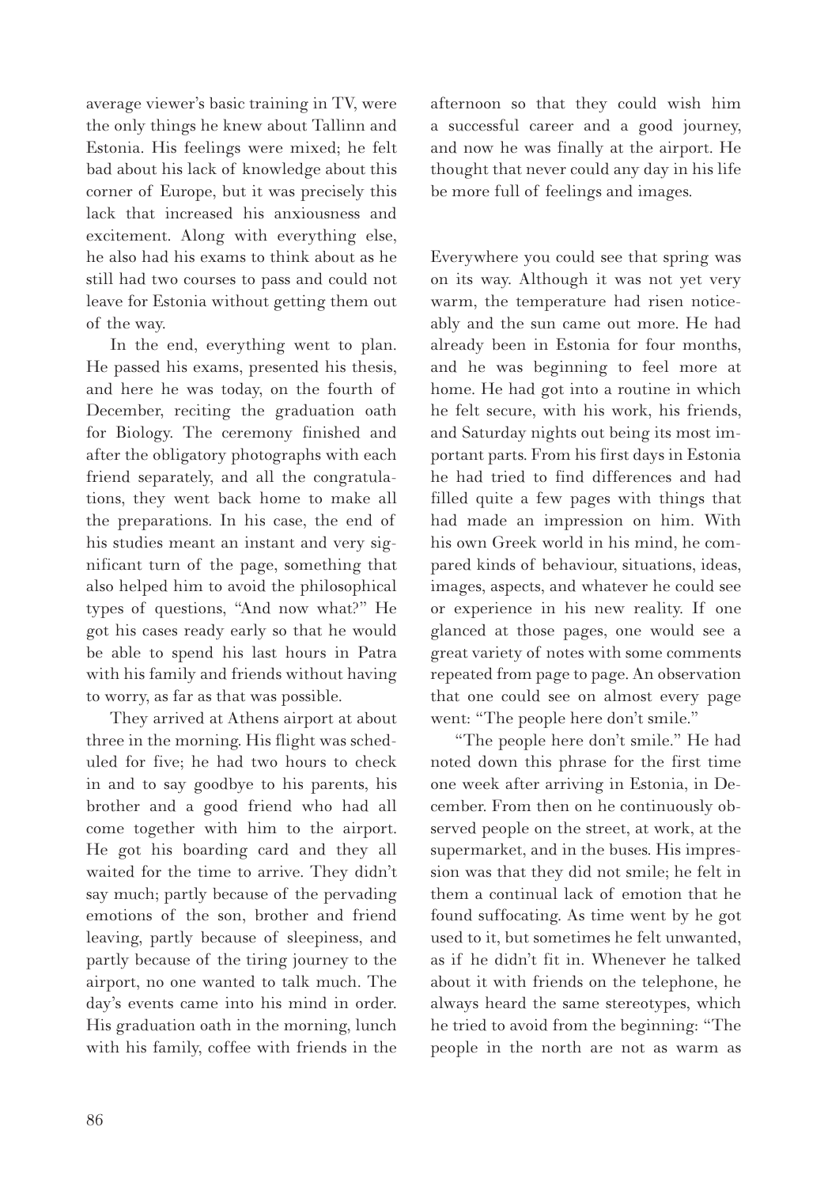average viewer's basic training in TV, were the only things he knew about Tallinn and Estonia. His feelings were mixed; he felt bad about his lack of knowledge about this corner of Europe, but it was precisely this lack that increased his anxiousness and excitement. Along with everything else, he also had his exams to think about as he still had two courses to pass and could not leave for Estonia without getting them out of the way.

In the end, everything went to plan. He passed his exams, presented his thesis, and here he was today, on the fourth of December, reciting the graduation oath for Biology. The ceremony finished and after the obligatory photographs with each friend separately, and all the congratulations, they went back home to make all the preparations. In his case, the end of his studies meant an instant and very significant turn of the page, something that also helped him to avoid the philosophical types of questions, "And now what?" He got his cases ready early so that he would be able to spend his last hours in Patra with his family and friends without having to worry, as far as that was possible.

They arrived at Athens airport at about three in the morning. His flight was scheduled for five; he had two hours to check in and to say goodbye to his parents, his brother and a good friend who had all come together with him to the airport. He got his boarding card and they all waited for the time to arrive. They didn't say much; partly because of the pervading emotions of the son, brother and friend leaving, partly because of sleepiness, and partly because of the tiring journey to the airport, no one wanted to talk much. The day's events came into his mind in order. His graduation oath in the morning, lunch with his family, coffee with friends in the afternoon so that they could wish him a successful career and a good journey, and now he was finally at the airport. He thought that never could any day in his life be more full of feelings and images.

Everywhere you could see that spring was on its way. Although it was not yet very warm, the temperature had risen noticeably and the sun came out more. He had already been in Estonia for four months, and he was beginning to feel more at home. He had got into a routine in which he felt secure, with his work, his friends, and Saturday nights out being its most important parts. From his first days in Estonia he had tried to find differences and had filled quite a few pages with things that had made an impression on him. With his own Greek world in his mind, he compared kinds of behaviour, situations, ideas, images, aspects, and whatever he could see or experience in his new reality. If one glanced at those pages, one would see a great variety of notes with some comments repeated from page to page. An observation that one could see on almost every page went: "The people here don't smile."

"The people here don't smile." He had noted down this phrase for the first time one week after arriving in Estonia, in December. From then on he continuously observed people on the street, at work, at the supermarket, and in the buses. His impression was that they did not smile; he felt in them a continual lack of emotion that he found suffocating. As time went by he got used to it, but sometimes he felt unwanted, as if he didn't fit in. Whenever he talked about it with friends on the telephone, he always heard the same stereotypes, which he tried to avoid from the beginning: "The people in the north are not as warm as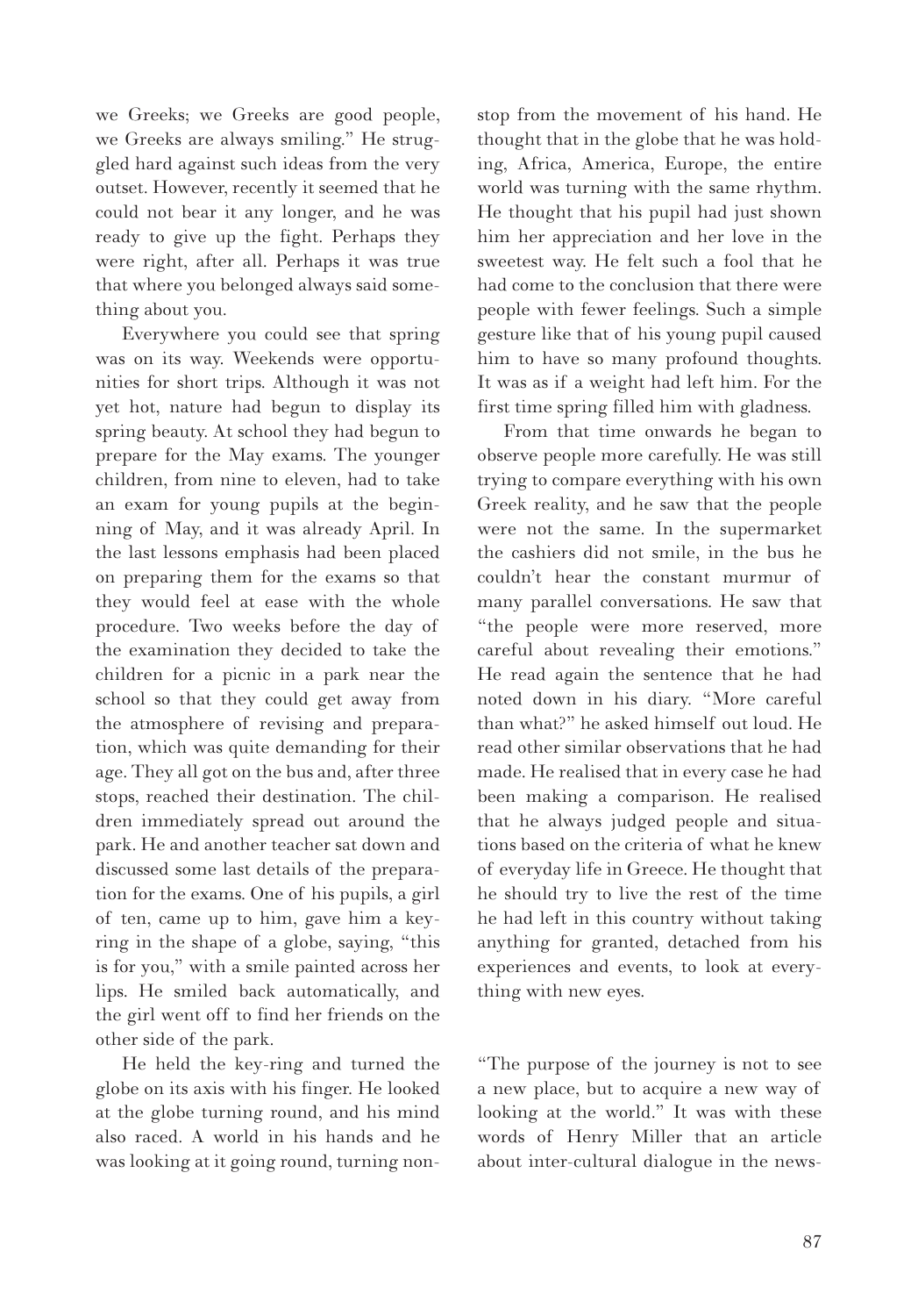we Greeks; we Greeks are good people, we Greeks are always smiling." He struggled hard against such ideas from the very outset. However, recently it seemed that he could not bear it any longer, and he was ready to give up the fight. Perhaps they were right, after all. Perhaps it was true that where you belonged always said something about you.

Everywhere you could see that spring was on its way. Weekends were opportunities for short trips. Although it was not yet hot, nature had begun to display its spring beauty. At school they had begun to prepare for the May exams. The younger children, from nine to eleven, had to take an exam for young pupils at the beginning of May, and it was already April. In the last lessons emphasis had been placed on preparing them for the exams so that they would feel at ease with the whole procedure. Two weeks before the day of the examination they decided to take the children for a picnic in a park near the school so that they could get away from the atmosphere of revising and preparation, which was quite demanding for their age. They all got on the bus and, after three stops, reached their destination. The children immediately spread out around the park. He and another teacher sat down and discussed some last details of the preparation for the exams. One of his pupils, a girl of ten, came up to him, gave him a key-ring in the shape of a globe, saying, "this is for you," with a smile painted across her lips. He smiled back automatically, and the girl went off to find her friends on the other side of the park.

He held the key-ring and turned the globe on its axis with his finger. He looked at the globe turning round, and his mind also raced. A world in his hands and he was looking at it going round, turning non-stop from the movement of his hand. He thought that in the globe that he was holding, Africa, America, Europe, the entire world was turning with the same rhythm. He thought that his pupil had just shown him her appreciation and her love in the sweetest way. He felt such a fool that he had come to the conclusion that there were people with fewer feelings. Such a simple gesture like that of his young pupil caused him to have so many profound thoughts. It was as if a weight had left him. For the first time spring filled him with gladness.

From that time onwards he began to observe people more carefully. He was still trying to compare everything with his own Greek reality, and he saw that the people were not the same. In the supermarket the cashiers did not smile, in the bus he couldn't hear the constant murmur of many parallel conversations. He saw that "the people were more reserved, more careful about revealing their emotions." He read again the sentence that he had noted down in his diary. "More careful than what?" he asked himself out loud. He read other similar observations that he had made. He realised that in every case he had been making a comparison. He realised that he always judged people and situations based on the criteria of what he knew of everyday life in Greece. He thought that he should try to live the rest of the time he had left in this country without taking anything for granted, detached from his experiences and events, to look at everything with new eyes.

"The purpose of the journey is not to see a new place, but to acquire a new way of looking at the world." It was with these words of Henry Miller that an article about inter-cultural dialogue in the news-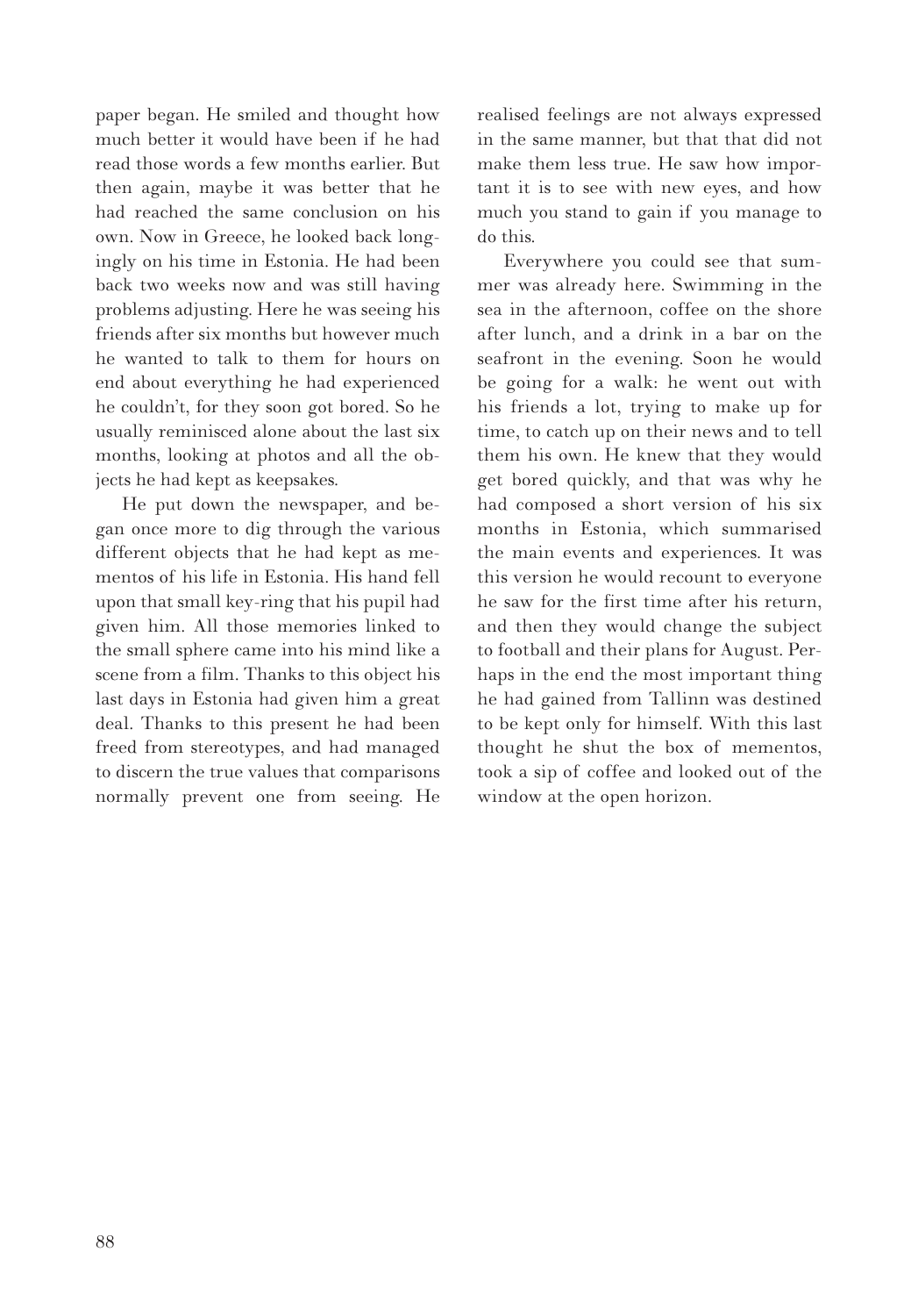paper began. He smiled and thought how much better it would have been if he had read those words a few months earlier. But then again, maybe it was better that he had reached the same conclusion on his own. Now in Greece, he looked back longingly on his time in Estonia. He had been back two weeks now and was still having problems adjusting. Here he was seeing his friends after six months but however much he wanted to talk to them for hours on end about everything he had experienced he couldn't, for they soon got bored. So he usually reminisced alone about the last six months, looking at photos and all the objects he had kept as keepsakes.

He put down the newspaper, and began once more to dig through the various different objects that he had kept as mementos of his life in Estonia. His hand fell upon that small key-ring that his pupil had given him. All those memories linked to the small sphere came into his mind like a scene from a film. Thanks to this object his last days in Estonia had given him a great deal. Thanks to this present he had been freed from stereotypes, and had managed to discern the true values that comparisons normally prevent one from seeing. He realised feelings are not always expressed in the same manner, but that that did not make them less true. He saw how important it is to see with new eyes, and how much you stand to gain if you manage to do this.

Everywhere you could see that summer was already here. Swimming in the sea in the afternoon, coffee on the shore after lunch, and a drink in a bar on the seafront in the evening. Soon he would be going for a walk: he went out with his friends a lot, trying to make up for time, to catch up on their news and to tell them his own. He knew that they would get bored quickly, and that was why he had composed a short version of his six months in Estonia, which summarised the main events and experiences. It was this version he would recount to everyone he saw for the first time after his return, and then they would change the subject to football and their plans for August. Perhaps in the end the most important thing he had gained from Tallinn was destined to be kept only for himself. With this last thought he shut the box of mementos, took a sip of coffee and looked out of the window at the open horizon.